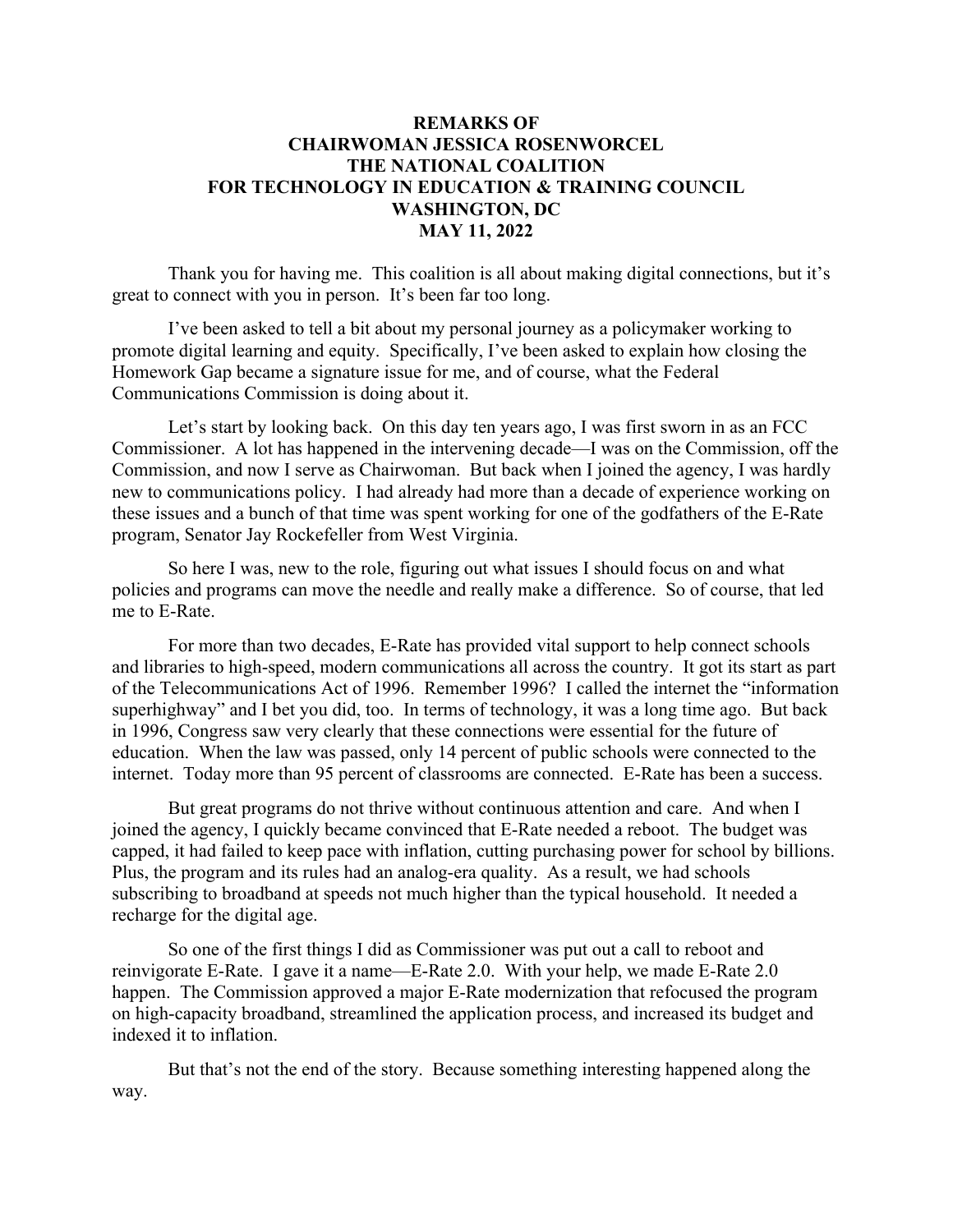**REMARKS OF**
**CHAIRWOMAN JESSICA ROSENWORCEL**
**THE NATIONAL COALITION**
**FOR TECHNOLOGY IN EDUCATION & TRAINING COUNCIL**
**WASHINGTON, DC**
**MAY 11, 2022**

Thank you for having me. This coalition is all about making digital connections, but it's great to connect with you in person. It's been far too long.

I've been asked to tell a bit about my personal journey as a policymaker working to promote digital learning and equity. Specifically, I've been asked to explain how closing the Homework Gap became a signature issue for me, and of course, what the Federal Communications Commission is doing about it.

Let's start by looking back. On this day ten years ago, I was first sworn in as an FCC Commissioner. A lot has happened in the intervening decade—I was on the Commission, off the Commission, and now I serve as Chairwoman. But back when I joined the agency, I was hardly new to communications policy. I had already had more than a decade of experience working on these issues and a bunch of that time was spent working for one of the godfathers of the E-Rate program, Senator Jay Rockefeller from West Virginia.

So here I was, new to the role, figuring out what issues I should focus on and what policies and programs can move the needle and really make a difference. So of course, that led me to E-Rate.

For more than two decades, E-Rate has provided vital support to help connect schools and libraries to high-speed, modern communications all across the country. It got its start as part of the Telecommunications Act of 1996. Remember 1996? I called the internet the "information superhighway" and I bet you did, too. In terms of technology, it was a long time ago. But back in 1996, Congress saw very clearly that these connections were essential for the future of education. When the law was passed, only 14 percent of public schools were connected to the internet. Today more than 95 percent of classrooms are connected. E-Rate has been a success.

But great programs do not thrive without continuous attention and care. And when I joined the agency, I quickly became convinced that E-Rate needed a reboot. The budget was capped, it had failed to keep pace with inflation, cutting purchasing power for school by billions. Plus, the program and its rules had an analog-era quality. As a result, we had schools subscribing to broadband at speeds not much higher than the typical household. It needed a recharge for the digital age.

So one of the first things I did as Commissioner was put out a call to reboot and reinvigorate E-Rate. I gave it a name—E-Rate 2.0. With your help, we made E-Rate 2.0 happen. The Commission approved a major E-Rate modernization that refocused the program on high-capacity broadband, streamlined the application process, and increased its budget and indexed it to inflation.

But that's not the end of the story. Because something interesting happened along the way.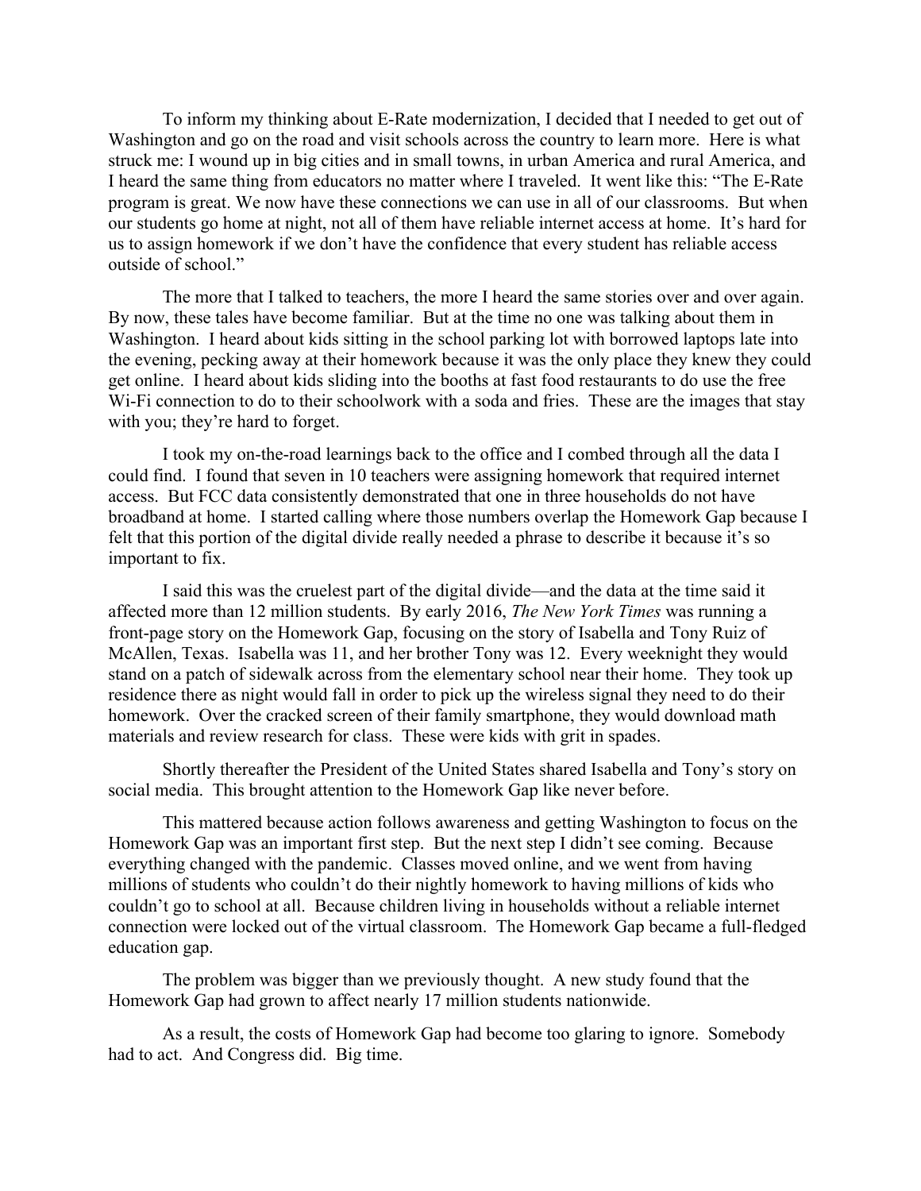To inform my thinking about E-Rate modernization, I decided that I needed to get out of Washington and go on the road and visit schools across the country to learn more. Here is what struck me: I wound up in big cities and in small towns, in urban America and rural America, and I heard the same thing from educators no matter where I traveled. It went like this: "The E-Rate program is great. We now have these connections we can use in all of our classrooms. But when our students go home at night, not all of them have reliable internet access at home. It's hard for us to assign homework if we don't have the confidence that every student has reliable access outside of school."

The more that I talked to teachers, the more I heard the same stories over and over again. By now, these tales have become familiar. But at the time no one was talking about them in Washington. I heard about kids sitting in the school parking lot with borrowed laptops late into the evening, pecking away at their homework because it was the only place they knew they could get online. I heard about kids sliding into the booths at fast food restaurants to do use the free Wi-Fi connection to do to their schoolwork with a soda and fries. These are the images that stay with you; they're hard to forget.

I took my on-the-road learnings back to the office and I combed through all the data I could find. I found that seven in 10 teachers were assigning homework that required internet access. But FCC data consistently demonstrated that one in three households do not have broadband at home. I started calling where those numbers overlap the Homework Gap because I felt that this portion of the digital divide really needed a phrase to describe it because it's so important to fix.

I said this was the cruelest part of the digital divide—and the data at the time said it affected more than 12 million students. By early 2016, *The New York Times* was running a front-page story on the Homework Gap, focusing on the story of Isabella and Tony Ruiz of McAllen, Texas. Isabella was 11, and her brother Tony was 12. Every weeknight they would stand on a patch of sidewalk across from the elementary school near their home. They took up residence there as night would fall in order to pick up the wireless signal they need to do their homework. Over the cracked screen of their family smartphone, they would download math materials and review research for class. These were kids with grit in spades.

Shortly thereafter the President of the United States shared Isabella and Tony's story on social media. This brought attention to the Homework Gap like never before.

This mattered because action follows awareness and getting Washington to focus on the Homework Gap was an important first step. But the next step I didn't see coming. Because everything changed with the pandemic. Classes moved online, and we went from having millions of students who couldn't do their nightly homework to having millions of kids who couldn't go to school at all. Because children living in households without a reliable internet connection were locked out of the virtual classroom. The Homework Gap became a full-fledged education gap.

The problem was bigger than we previously thought. A new study found that the Homework Gap had grown to affect nearly 17 million students nationwide.

As a result, the costs of Homework Gap had become too glaring to ignore. Somebody had to act. And Congress did. Big time.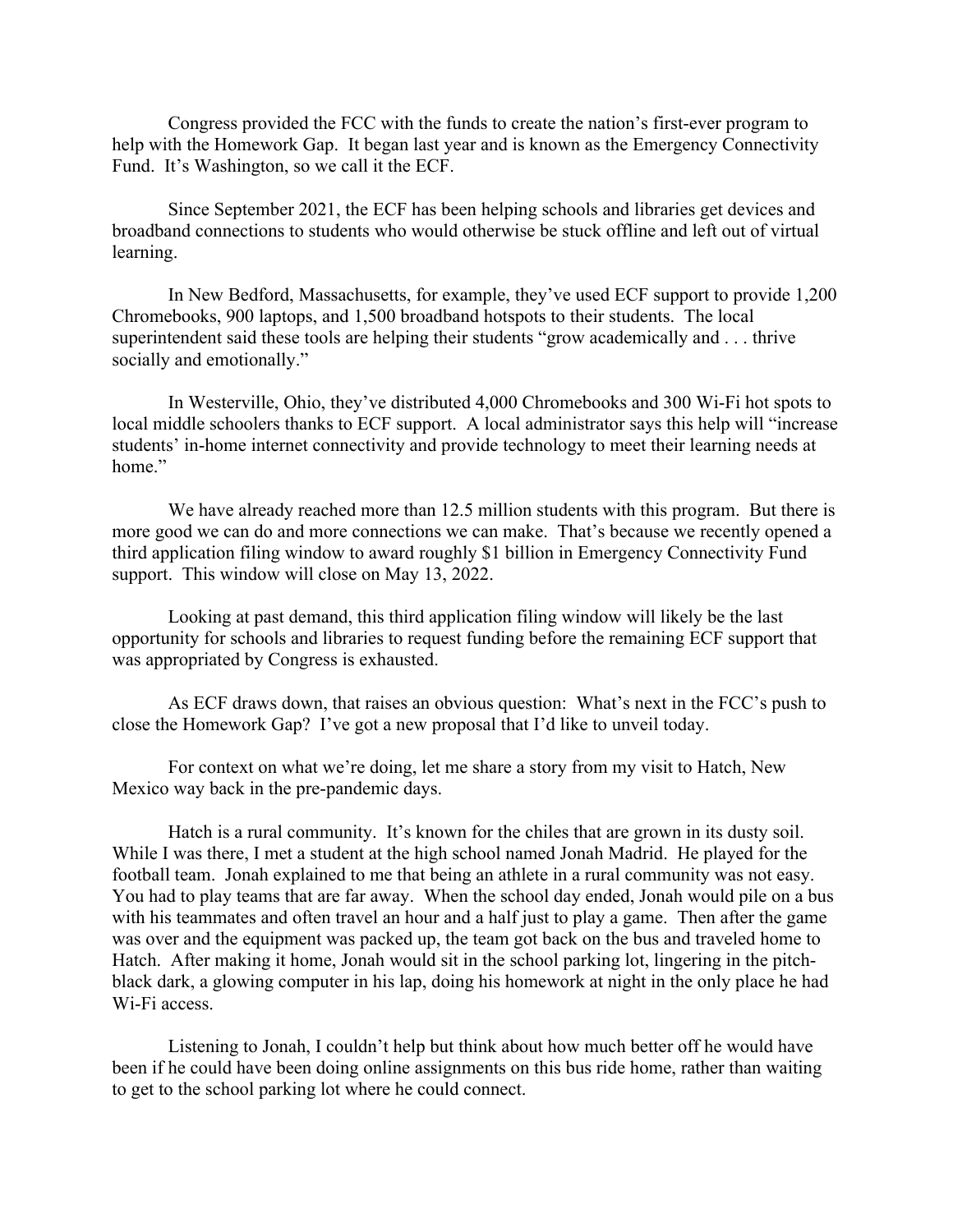Congress provided the FCC with the funds to create the nation's first-ever program to help with the Homework Gap. It began last year and is known as the Emergency Connectivity Fund. It's Washington, so we call it the ECF.

Since September 2021, the ECF has been helping schools and libraries get devices and broadband connections to students who would otherwise be stuck offline and left out of virtual learning.

In New Bedford, Massachusetts, for example, they've used ECF support to provide 1,200 Chromebooks, 900 laptops, and 1,500 broadband hotspots to their students. The local superintendent said these tools are helping their students "grow academically and . . . thrive socially and emotionally."

In Westerville, Ohio, they've distributed 4,000 Chromebooks and 300 Wi-Fi hot spots to local middle schoolers thanks to ECF support. A local administrator says this help will "increase students' in-home internet connectivity and provide technology to meet their learning needs at home."

We have already reached more than 12.5 million students with this program. But there is more good we can do and more connections we can make. That's because we recently opened a third application filing window to award roughly $1 billion in Emergency Connectivity Fund support. This window will close on May 13, 2022.

Looking at past demand, this third application filing window will likely be the last opportunity for schools and libraries to request funding before the remaining ECF support that was appropriated by Congress is exhausted.

As ECF draws down, that raises an obvious question: What's next in the FCC's push to close the Homework Gap? I've got a new proposal that I'd like to unveil today.

For context on what we're doing, let me share a story from my visit to Hatch, New Mexico way back in the pre-pandemic days.

Hatch is a rural community. It's known for the chiles that are grown in its dusty soil. While I was there, I met a student at the high school named Jonah Madrid. He played for the football team. Jonah explained to me that being an athlete in a rural community was not easy. You had to play teams that are far away. When the school day ended, Jonah would pile on a bus with his teammates and often travel an hour and a half just to play a game. Then after the game was over and the equipment was packed up, the team got back on the bus and traveled home to Hatch. After making it home, Jonah would sit in the school parking lot, lingering in the pitch-black dark, a glowing computer in his lap, doing his homework at night in the only place he had Wi-Fi access.

Listening to Jonah, I couldn't help but think about how much better off he would have been if he could have been doing online assignments on this bus ride home, rather than waiting to get to the school parking lot where he could connect.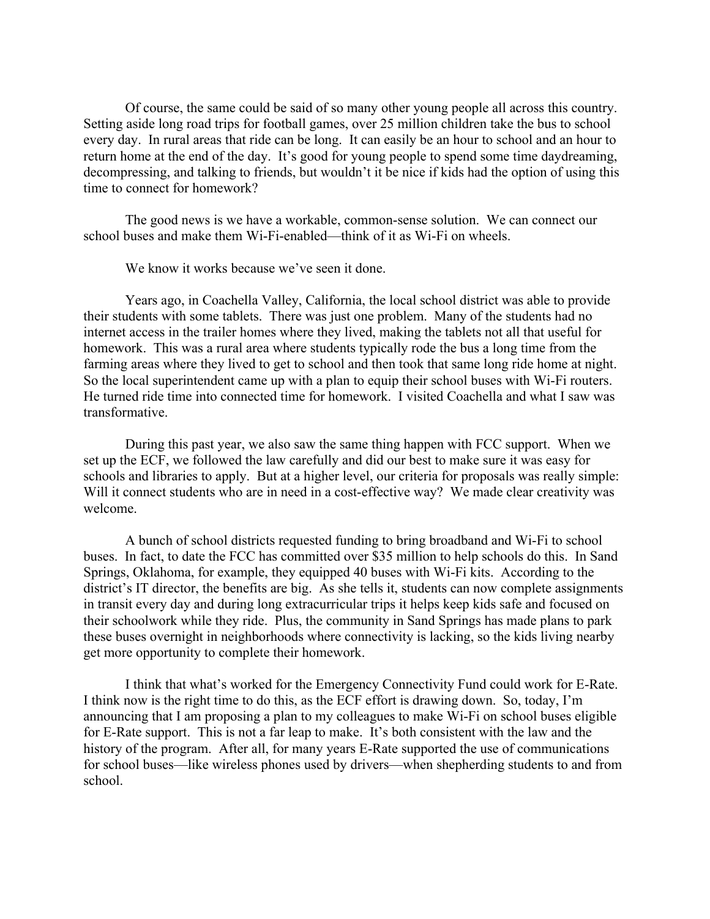Of course, the same could be said of so many other young people all across this country. Setting aside long road trips for football games, over 25 million children take the bus to school every day. In rural areas that ride can be long. It can easily be an hour to school and an hour to return home at the end of the day. It's good for young people to spend some time daydreaming, decompressing, and talking to friends, but wouldn't it be nice if kids had the option of using this time to connect for homework?

The good news is we have a workable, common-sense solution. We can connect our school buses and make them Wi-Fi-enabled—think of it as Wi-Fi on wheels.

We know it works because we've seen it done.

Years ago, in Coachella Valley, California, the local school district was able to provide their students with some tablets. There was just one problem. Many of the students had no internet access in the trailer homes where they lived, making the tablets not all that useful for homework. This was a rural area where students typically rode the bus a long time from the farming areas where they lived to get to school and then took that same long ride home at night. So the local superintendent came up with a plan to equip their school buses with Wi-Fi routers. He turned ride time into connected time for homework. I visited Coachella and what I saw was transformative.

During this past year, we also saw the same thing happen with FCC support. When we set up the ECF, we followed the law carefully and did our best to make sure it was easy for schools and libraries to apply. But at a higher level, our criteria for proposals was really simple: Will it connect students who are in need in a cost-effective way? We made clear creativity was welcome.

A bunch of school districts requested funding to bring broadband and Wi-Fi to school buses. In fact, to date the FCC has committed over $35 million to help schools do this. In Sand Springs, Oklahoma, for example, they equipped 40 buses with Wi-Fi kits. According to the district's IT director, the benefits are big. As she tells it, students can now complete assignments in transit every day and during long extracurricular trips it helps keep kids safe and focused on their schoolwork while they ride. Plus, the community in Sand Springs has made plans to park these buses overnight in neighborhoods where connectivity is lacking, so the kids living nearby get more opportunity to complete their homework.

I think that what's worked for the Emergency Connectivity Fund could work for E-Rate. I think now is the right time to do this, as the ECF effort is drawing down. So, today, I'm announcing that I am proposing a plan to my colleagues to make Wi-Fi on school buses eligible for E-Rate support. This is not a far leap to make. It's both consistent with the law and the history of the program. After all, for many years E-Rate supported the use of communications for school buses—like wireless phones used by drivers—when shepherding students to and from school.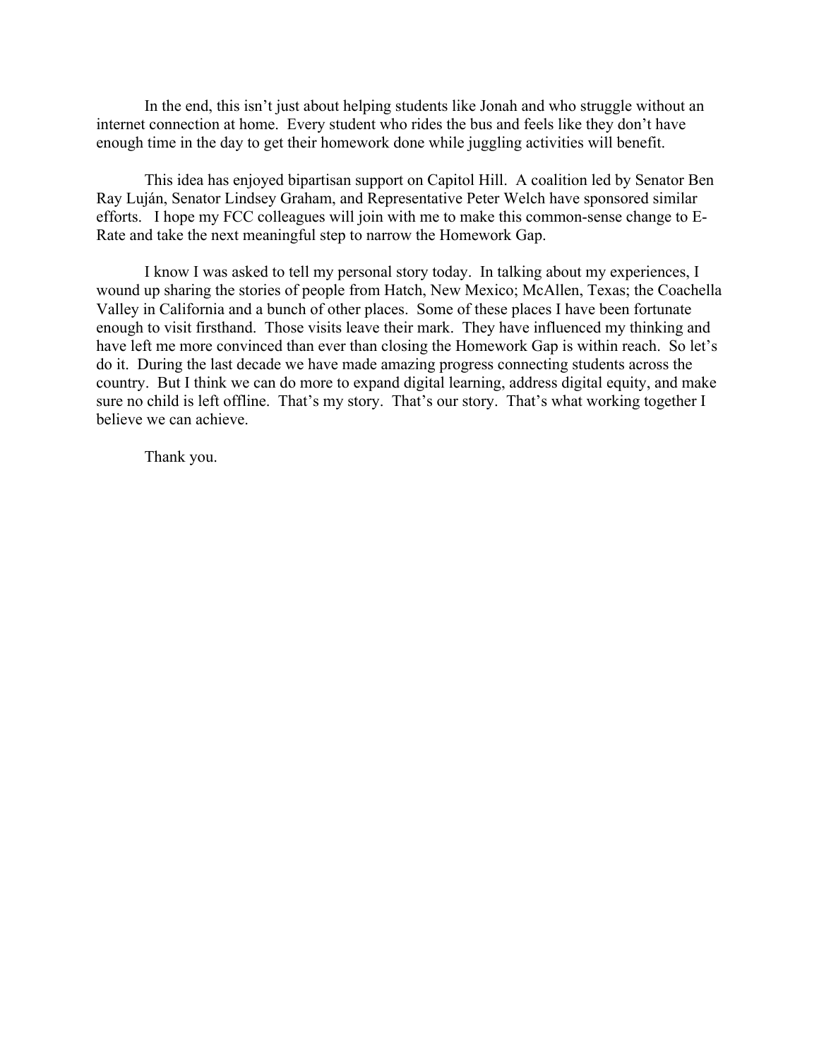In the end, this isn't just about helping students like Jonah and who struggle without an internet connection at home. Every student who rides the bus and feels like they don't have enough time in the day to get their homework done while juggling activities will benefit.

This idea has enjoyed bipartisan support on Capitol Hill. A coalition led by Senator Ben Ray Luján, Senator Lindsey Graham, and Representative Peter Welch have sponsored similar efforts. I hope my FCC colleagues will join with me to make this common-sense change to E-Rate and take the next meaningful step to narrow the Homework Gap.

I know I was asked to tell my personal story today. In talking about my experiences, I wound up sharing the stories of people from Hatch, New Mexico; McAllen, Texas; the Coachella Valley in California and a bunch of other places. Some of these places I have been fortunate enough to visit firsthand. Those visits leave their mark. They have influenced my thinking and have left me more convinced than ever than closing the Homework Gap is within reach. So let's do it. During the last decade we have made amazing progress connecting students across the country. But I think we can do more to expand digital learning, address digital equity, and make sure no child is left offline. That's my story. That's our story. That's what working together I believe we can achieve.

Thank you.